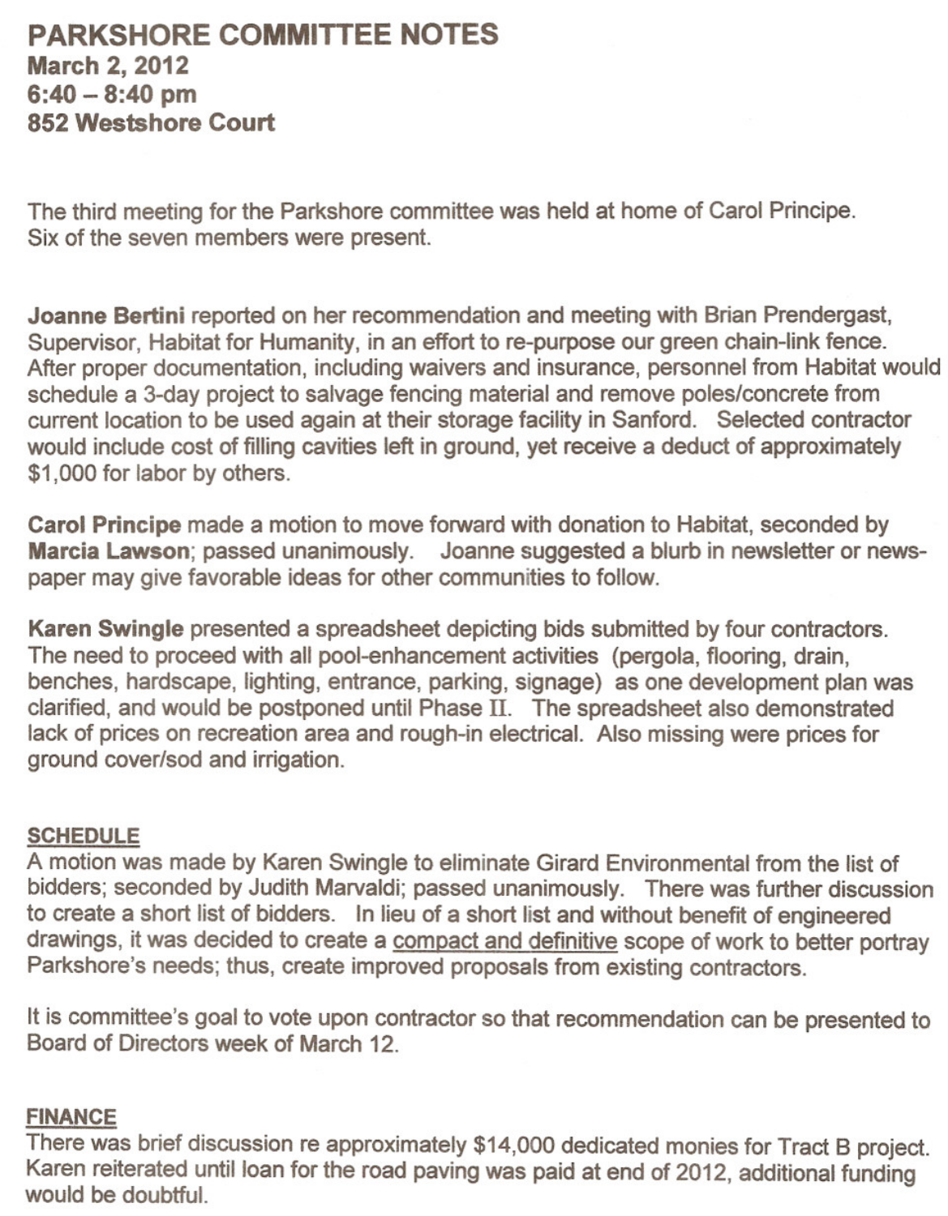# PARKSHORE COMMITTEE NOTES

**March 2, 2012**
**6:40 – 8:40 pm**
**852 Westshore Court**

The third meeting for the Parkshore committee was held at home of Carol Principe. Six of the seven members were present.

**Joanne Bertini** reported on her recommendation and meeting with Brian Prendergast, Supervisor, Habitat for Humanity, in an effort to re-purpose our green chain-link fence. After proper documentation, including waivers and insurance, personnel from Habitat would schedule a 3-day project to salvage fencing material and remove poles/concrete from current location to be used again at their storage facility in Sanford. Selected contractor would include cost of filling cavities left in ground, yet receive a deduct of approximately $1,000 for labor by others.

**Carol Principe** made a motion to move forward with donation to Habitat, seconded by **Marcia Lawson**; passed unanimously. Joanne suggested a blurb in newsletter or newspaper may give favorable ideas for other communities to follow.

**Karen Swingle** presented a spreadsheet depicting bids submitted by four contractors. The need to proceed with all pool-enhancement activities (pergola, flooring, drain, benches, hardscape, lighting, entrance, parking, signage) as one development plan was clarified, and would be postponed until Phase II. The spreadsheet also demonstrated lack of prices on recreation area and rough-in electrical. Also missing were prices for ground cover/sod and irrigation.

## SCHEDULE

A motion was made by Karen Swingle to eliminate Girard Environmental from the list of bidders; seconded by Judith Marvaldi; passed unanimously. There was further discussion to create a short list of bidders. In lieu of a short list and without benefit of engineered drawings, it was decided to create a compact and definitive scope of work to better portray Parkshore's needs; thus, create improved proposals from existing contractors.

It is committee's goal to vote upon contractor so that recommendation can be presented to Board of Directors week of March 12.

## FINANCE

There was brief discussion re approximately $14,000 dedicated monies for Tract B project. Karen reiterated until loan for the road paving was paid at end of 2012, additional funding would be doubtful.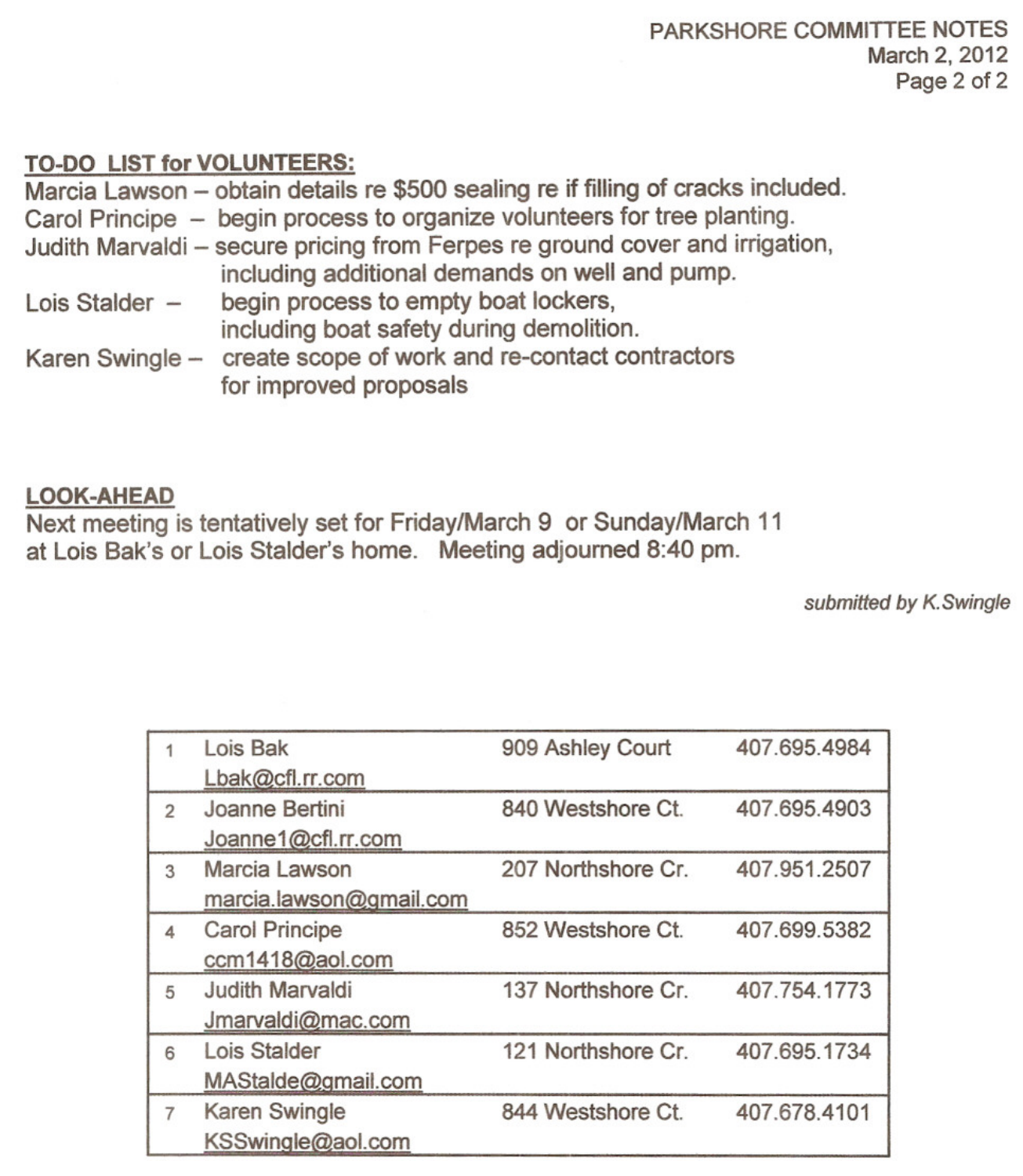**TO-DO LIST for VOLUNTEERS:**

Marcia Lawson – obtain details re $500 sealing re if filling of cracks included.
Carol Principe – begin process to organize volunteers for tree planting.
Judith Marvaldi – secure pricing from Ferpes re ground cover and irrigation, including additional demands on well and pump.
Lois Stalder – begin process to empty boat lockers, including boat safety during demolition.
Karen Swingle – create scope of work and re-contact contractors for improved proposals

**LOOK-AHEAD**

Next meeting is tentatively set for Friday/March 9 or Sunday/March 11 at Lois Bak's or Lois Stalder's home. Meeting adjourned 8:40 pm.

*submitted by K.Swingle*

| | | | |
|---|---|---|---|
| 1 | Lois Bak<br>Lbak@cfl.rr.com | 909 Ashley Court | 407.695.4984 |
| 2 | Joanne Bertini<br>Joanne1@cfl.rr.com | 840 Westshore Ct. | 407.695.4903 |
| 3 | Marcia Lawson<br>marcia.lawson@gmail.com | 207 Northshore Cr. | 407.951.2507 |
| 4 | Carol Principe<br>ccm1418@aol.com | 852 Westshore Ct. | 407.699.5382 |
| 5 | Judith Marvaldi<br>Jmarvaldi@mac.com | 137 Northshore Cr. | 407.754.1773 |
| 6 | Lois Stalder<br>MAStalde@gmail.com | 121 Northshore Cr. | 407.695.1734 |
| 7 | Karen Swingle<br>KSSwingle@aol.com | 844 Westshore Ct. | 407.678.4101 |